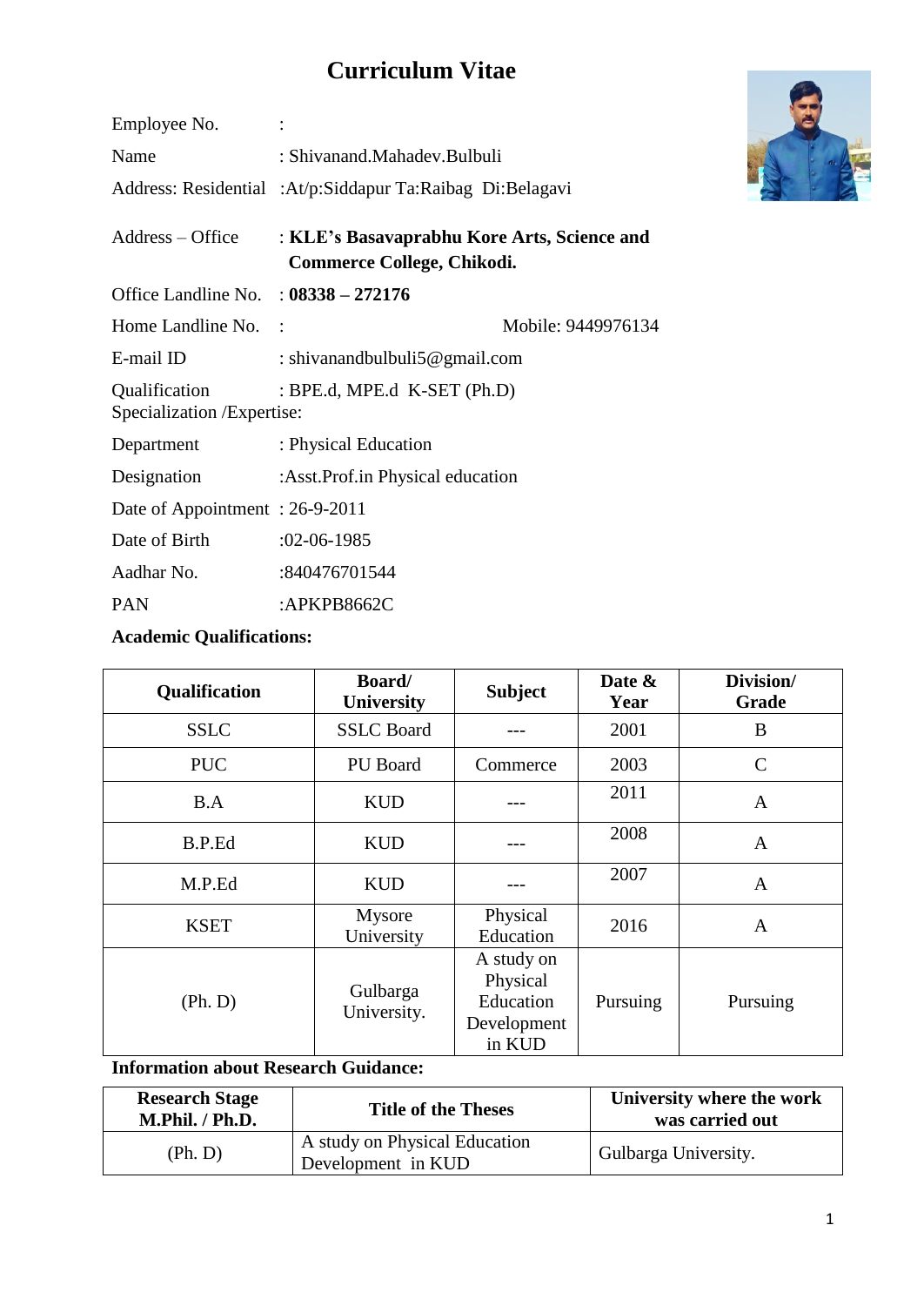# Curriculum Vitae

Employee No. :

Name : Shivanand.Mahadev.Bulbuli

Address: Residential :At/p:Siddapur Ta:Raibag Di:Belagavi

Address – Office : **KLE's Basavaprabhu Kore Arts, Science and Commerce College, Chikodi.**

Office Landline No. : **08338 – 272176**

Home Landline No. : Mobile: 9449976134

E-mail ID : shivanandbulbuli5@gmail.com

Qualification : BPE.d, MPE.d K-SET (Ph.D)

Specialization /Expertise:

Department : Physical Education

Designation :Asst.Prof.in Physical education

Date of Appointment : 26-9-2011

Date of Birth :02-06-1985

Aadhar No. :840476701544

PAN :APKPB8662C

**Academic Qualifications:**

| Qualification | Board/ University | Subject | Date & Year | Division/ Grade |
|---|---|---|---|---|
| SSLC | SSLC Board | --- | 2001 | B |
| PUC | PU Board | Commerce | 2003 | C |
| B.A | KUD | --- | 2011 | A |
| B.P.Ed | KUD | --- | 2008 | A |
| M.P.Ed | KUD | --- | 2007 | A |
| KSET | Mysore University | Physical Education | 2016 | A |
| (Ph. D) | Gulbarga University. | A study on Physical Education Development in KUD | Pursuing | Pursuing |

**Information about Research Guidance:**

| Research Stage M.Phil. / Ph.D. | Title of the Theses | University where the work was carried out |
|---|---|---|
| (Ph. D) | A study on Physical Education Development in KUD | Gulbarga University. |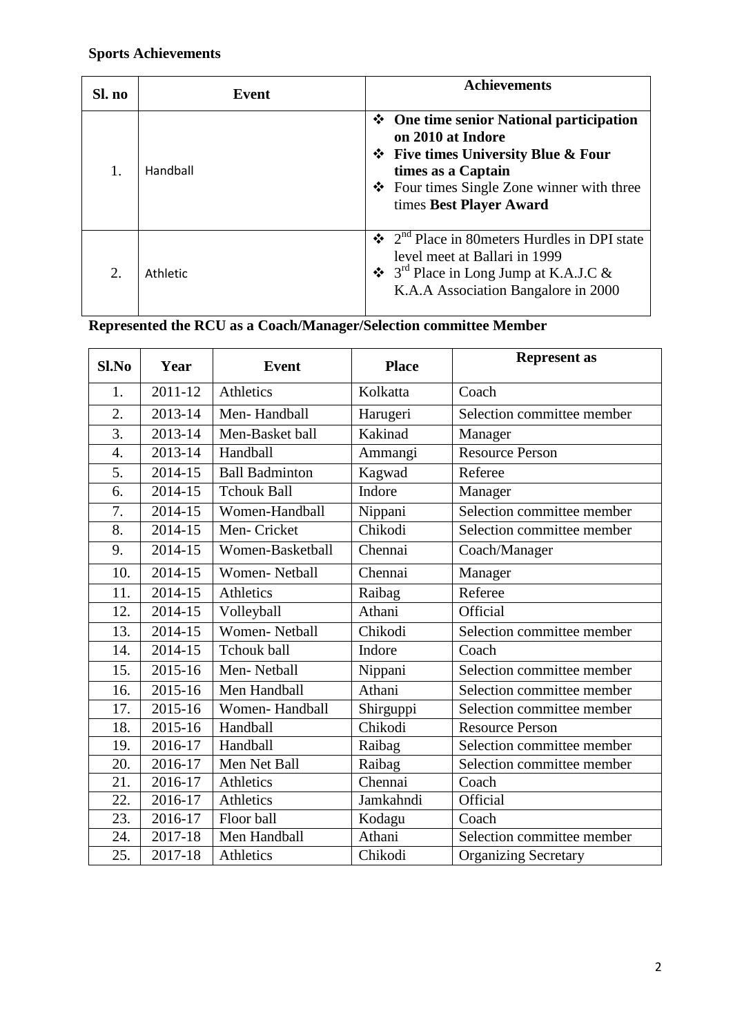**Sports Achievements**

| Sl. no | Event | Achievements |
|---|---|---|
| 1. | Handball | ❖ **One time senior National participation on 2010 at Indore** <br> ❖ **Five times University Blue & Four times as a Captain** <br> ❖ Four times Single Zone winner with three times **Best Player Award** |
| 2. | Athletic | ❖ 2nd Place in 80meters Hurdles in DPI state level meet at Ballari in 1999 <br> ❖ 3rd Place in Long Jump at K.A.J.C & K.A.A Association Bangalore in 2000 |

**Represented the RCU as a Coach/Manager/Selection committee Member**

| Sl.No | Year | Event | Place | Represent as |
|---|---|---|---|---|
| 1. | 2011-12 | Athletics | Kolkatta | Coach |
| 2. | 2013-14 | Men- Handball | Harugeri | Selection committee member |
| 3. | 2013-14 | Men-Basket ball | Kakinad | Manager |
| 4. | 2013-14 | Handball | Ammangi | Resource Person |
| 5. | 2014-15 | Ball Badminton | Kagwad | Referee |
| 6. | 2014-15 | Tchouk Ball | Indore | Manager |
| 7. | 2014-15 | Women-Handball | Nippani | Selection committee member |
| 8. | 2014-15 | Men- Cricket | Chikodi | Selection committee member |
| 9. | 2014-15 | Women-Basketball | Chennai | Coach/Manager |
| 10. | 2014-15 | Women- Netball | Chennai | Manager |
| 11. | 2014-15 | Athletics | Raibag | Referee |
| 12. | 2014-15 | Volleyball | Athani | Official |
| 13. | 2014-15 | Women- Netball | Chikodi | Selection committee member |
| 14. | 2014-15 | Tchouk ball | Indore | Coach |
| 15. | 2015-16 | Men- Netball | Nippani | Selection committee member |
| 16. | 2015-16 | Men Handball | Athani | Selection committee member |
| 17. | 2015-16 | Women- Handball | Shirguppi | Selection committee member |
| 18. | 2015-16 | Handball | Chikodi | Resource Person |
| 19. | 2016-17 | Handball | Raibag | Selection committee member |
| 20. | 2016-17 | Men Net Ball | Raibag | Selection committee member |
| 21. | 2016-17 | Athletics | Chennai | Coach |
| 22. | 2016-17 | Athletics | Jamkahndi | Official |
| 23. | 2016-17 | Floor ball | Kodagu | Coach |
| 24. | 2017-18 | Men Handball | Athani | Selection committee member |
| 25. | 2017-18 | Athletics | Chikodi | Organizing Secretary |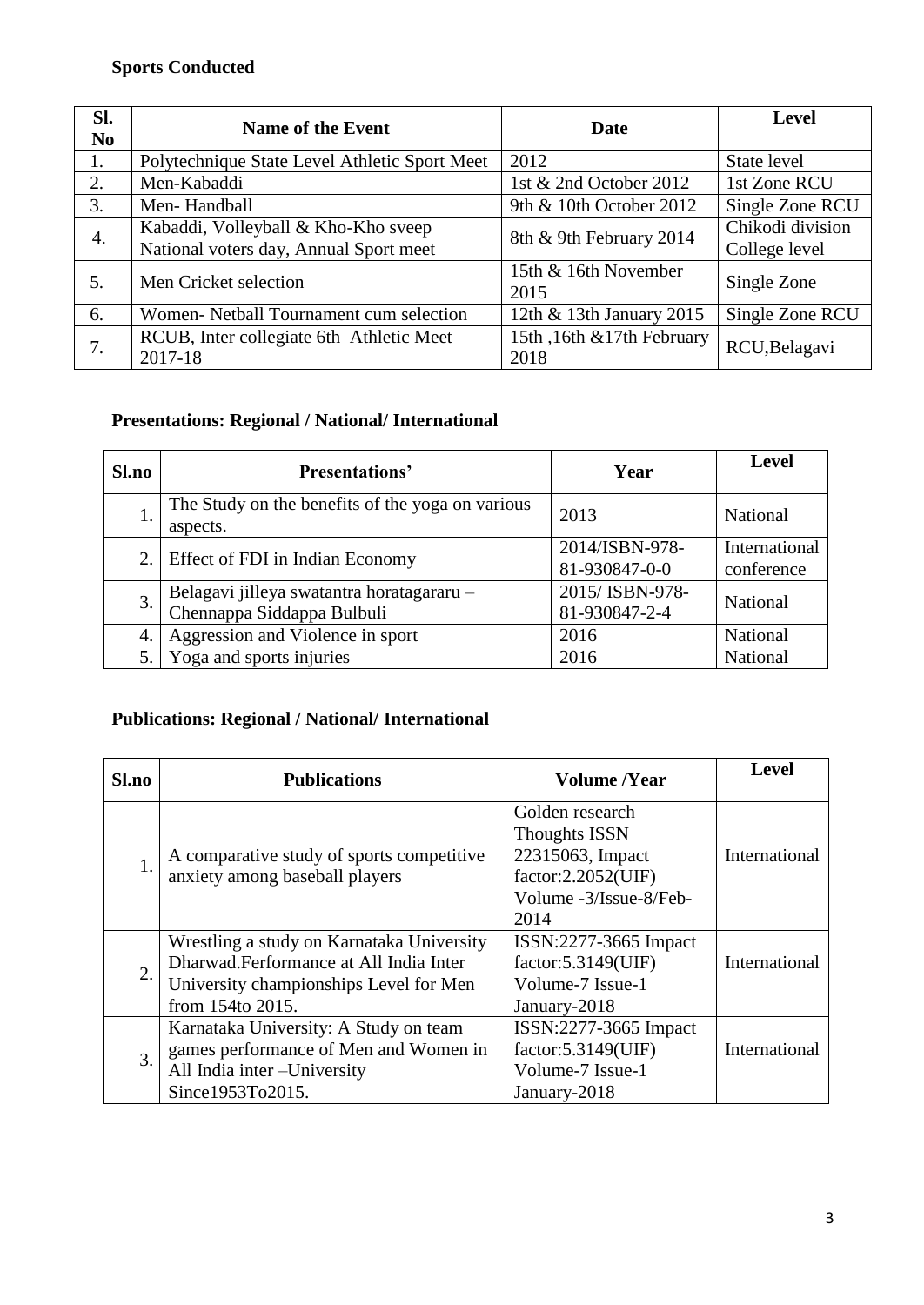**Sports Conducted**

| Sl. No | Name of the Event | Date | Level |
|---|---|---|---|
| 1. | Polytechnique State Level Athletic Sport Meet | 2012 | State level |
| 2. | Men-Kabaddi | 1st & 2nd October 2012 | 1st Zone RCU |
| 3. | Men- Handball | 9th & 10th October 2012 | Single Zone RCU |
| 4. | Kabaddi, Volleyball & Kho-Kho sveep National voters day, Annual Sport meet | 8th & 9th February 2014 | Chikodi division College level |
| 5. | Men Cricket selection | 15th & 16th November 2015 | Single Zone |
| 6. | Women- Netball Tournament cum selection | 12th & 13th January 2015 | Single Zone RCU |
| 7. | RCUB, Inter collegiate 6th Athletic Meet 2017-18 | 15th ,16th &17th February 2018 | RCU,Belagavi |

**Presentations: Regional / National/ International**

| Sl.no | Presentations' | Year | Level |
|---|---|---|---|
| 1. | The Study on the benefits of the yoga on various aspects. | 2013 | National |
| 2. | Effect of FDI in Indian Economy | 2014/ISBN-978-81-930847-0-0 | International conference |
| 3. | Belagavi jilleya swatantra horatagararu – Chennappa Siddappa Bulbuli | 2015/ ISBN-978-81-930847-2-4 | National |
| 4. | Aggression and Violence in sport | 2016 | National |
| 5. | Yoga and sports injuries | 2016 | National |

**Publications: Regional / National/ International**

| Sl.no | Publications | Volume /Year | Level |
|---|---|---|---|
| 1. | A comparative study of sports competitive anxiety among baseball players | Golden research Thoughts ISSN 22315063, Impact factor:2.2052(UIF) Volume -3/Issue-8/Feb-2014 | International |
| 2. | Wrestling a study on Karnataka University Dharwad.Ferformance at All India Inter University championships Level for Men from 154to 2015. | ISSN:2277-3665 Impact factor:5.3149(UIF) Volume-7 Issue-1 January-2018 | International |
| 3. | Karnataka University: A Study on team games performance of Men and Women in All India inter –University Since1953To2015. | ISSN:2277-3665 Impact factor:5.3149(UIF) Volume-7 Issue-1 January-2018 | International |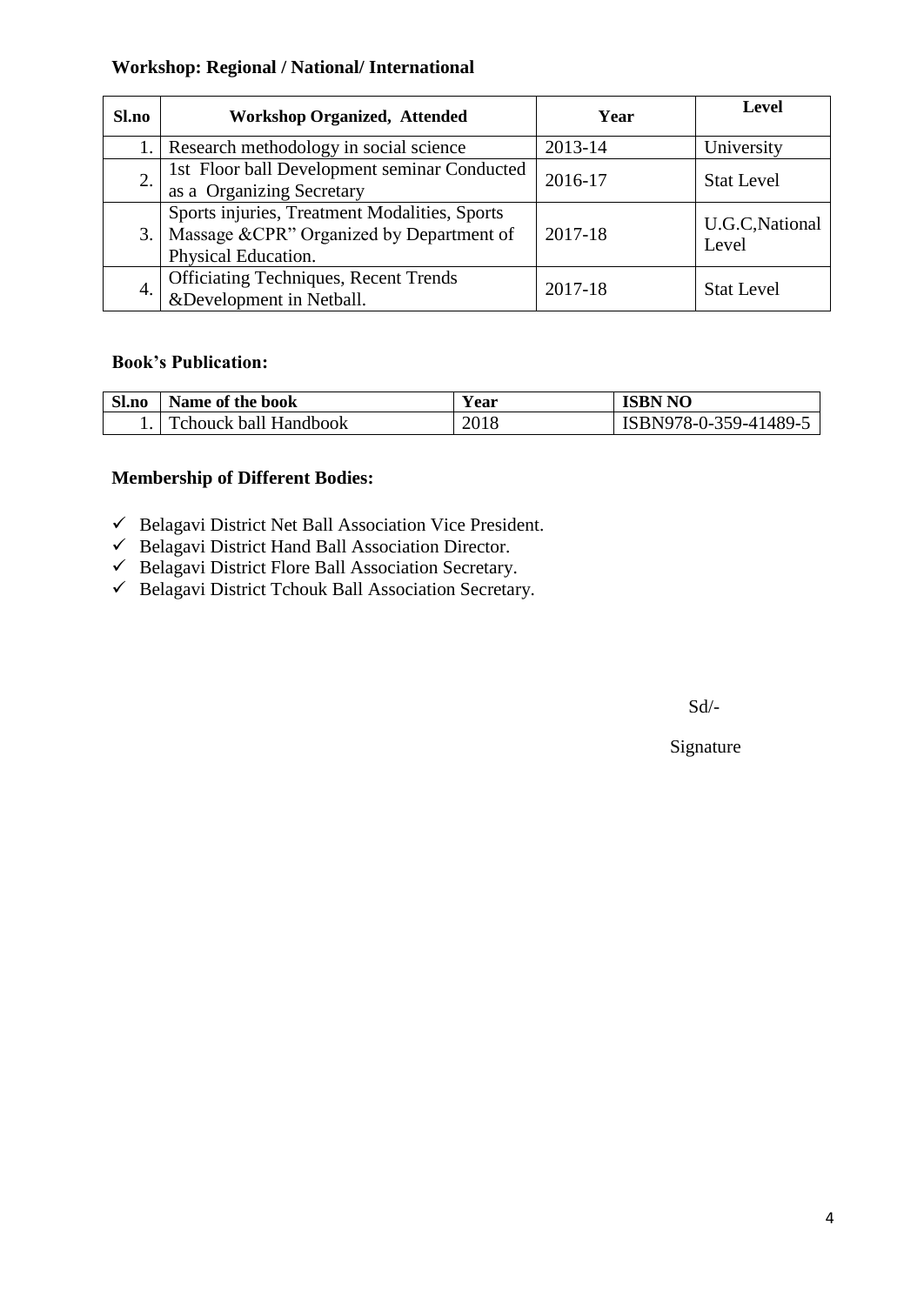### Workshop: Regional / National/ International

| Sl.no | Workshop Organized, Attended | Year | Level |
|---|---|---|---|
| 1. | Research methodology in social science | 2013-14 | University |
| 2. | 1st Floor ball Development seminar Conducted as a Organizing Secretary | 2016-17 | Stat Level |
| 3. | Sports injuries, Treatment Modalities, Sports Massage &CPR" Organized by Department of Physical Education. | 2017-18 | U.G.C,National Level |
| 4. | Officiating Techniques, Recent Trends &Development in Netball. | 2017-18 | Stat Level |

### Book's Publication:

| Sl.no | Name of the book | Year | ISBN NO |
|---|---|---|---|
| 1. | Tchouck ball Handbook | 2018 | ISBN978-0-359-41489-5 |

### Membership of Different Bodies:

- ✓ Belagavi District Net Ball Association Vice President.
- ✓ Belagavi District Hand Ball Association Director.
- ✓ Belagavi District Flore Ball Association Secretary.
- ✓ Belagavi District Tchouk Ball Association Secretary.

Sd/-

Signature